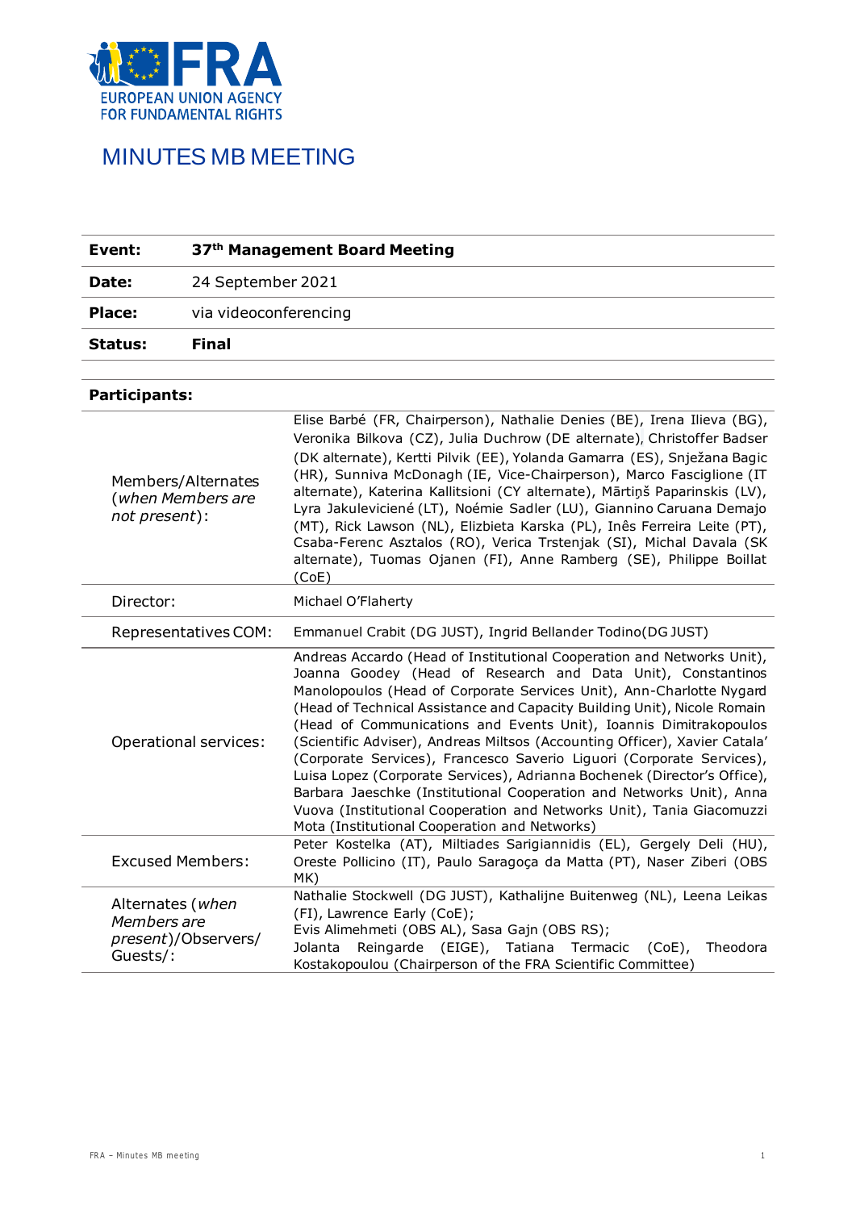EUROPEAN UNION AGENCY FOR FUNDAMENTAL RIGHTS

# MINUTES MB MEETING

| | |
|---|---|
| **Event:** | **37th Management Board Meeting** |
| **Date:** | 24 September 2021 |
| **Place:** | via videoconferencing |
| **Status:** | **Final** |

**Participants:**

| | |
|---|---|
| Members/Alternates (*when Members are not present*): | Elise Barbé (FR, Chairperson), Nathalie Denies (BE), Irena Ilieva (BG), Veronika Bilkova (CZ), Julia Duchrow (DE alternate), Christoffer Badser (DK alternate), Kertti Pilvik (EE), Yolanda Gamarra (ES), Snježana Bagic (HR), Sunniva McDonagh (IE, Vice-Chairperson), Marco Fasciglione (IT alternate), Katerina Kallitsioni (CY alternate), Mārtiņš Paparinskis (LV), Lyra Jakuleviciené (LT), Noémie Sadler (LU), Giannino Caruana Demajo (MT), Rick Lawson (NL), Elzbieta Karska (PL), Inês Ferreira Leite (PT), Csaba-Ferenc Asztalos (RO), Verica Trstenjak (SI), Michal Davala (SK alternate), Tuomas Ojanen (FI), Anne Ramberg (SE), Philippe Boillat (CoE) |
| Director: | Michael O'Flaherty |
| Representatives COM: | Emmanuel Crabit (DG JUST), Ingrid Bellander Todino(DG JUST) |
| Operational services: | Andreas Accardo (Head of Institutional Cooperation and Networks Unit), Joanna Goodey (Head of Research and Data Unit), Constantinos Manolopoulos (Head of Corporate Services Unit), Ann-Charlotte Nygard (Head of Technical Assistance and Capacity Building Unit), Nicole Romain (Head of Communications and Events Unit), Ioannis Dimitrakopoulos (Scientific Adviser), Andreas Miltsos (Accounting Officer), Xavier Catala' (Corporate Services), Francesco Saverio Liguori (Corporate Services), Luisa Lopez (Corporate Services), Adrianna Bochenek (Director's Office), Barbara Jaeschke (Institutional Cooperation and Networks Unit), Anna Vuova (Institutional Cooperation and Networks Unit), Tania Giacomuzzi Mota (Institutional Cooperation and Networks) |
| Excused Members: | Peter Kostelka (AT), Miltiades Sarigiannidis (EL), Gergely Deli (HU), Oreste Pollicino (IT), Paulo Saragoça da Matta (PT), Naser Ziberi (OBS MK) |
| Alternates (*when Members are present*)/Observers/ Guests/: | Nathalie Stockwell (DG JUST), Kathalijne Buitenweg (NL), Leena Leikas (FI), Lawrence Early (CoE); Evis Alimehmeti (OBS AL), Sasa Gajn (OBS RS); Jolanta Reingarde (EIGE), Tatiana Termacic (CoE), Theodora Kostakopoulou (Chairperson of the FRA Scientific Committee) |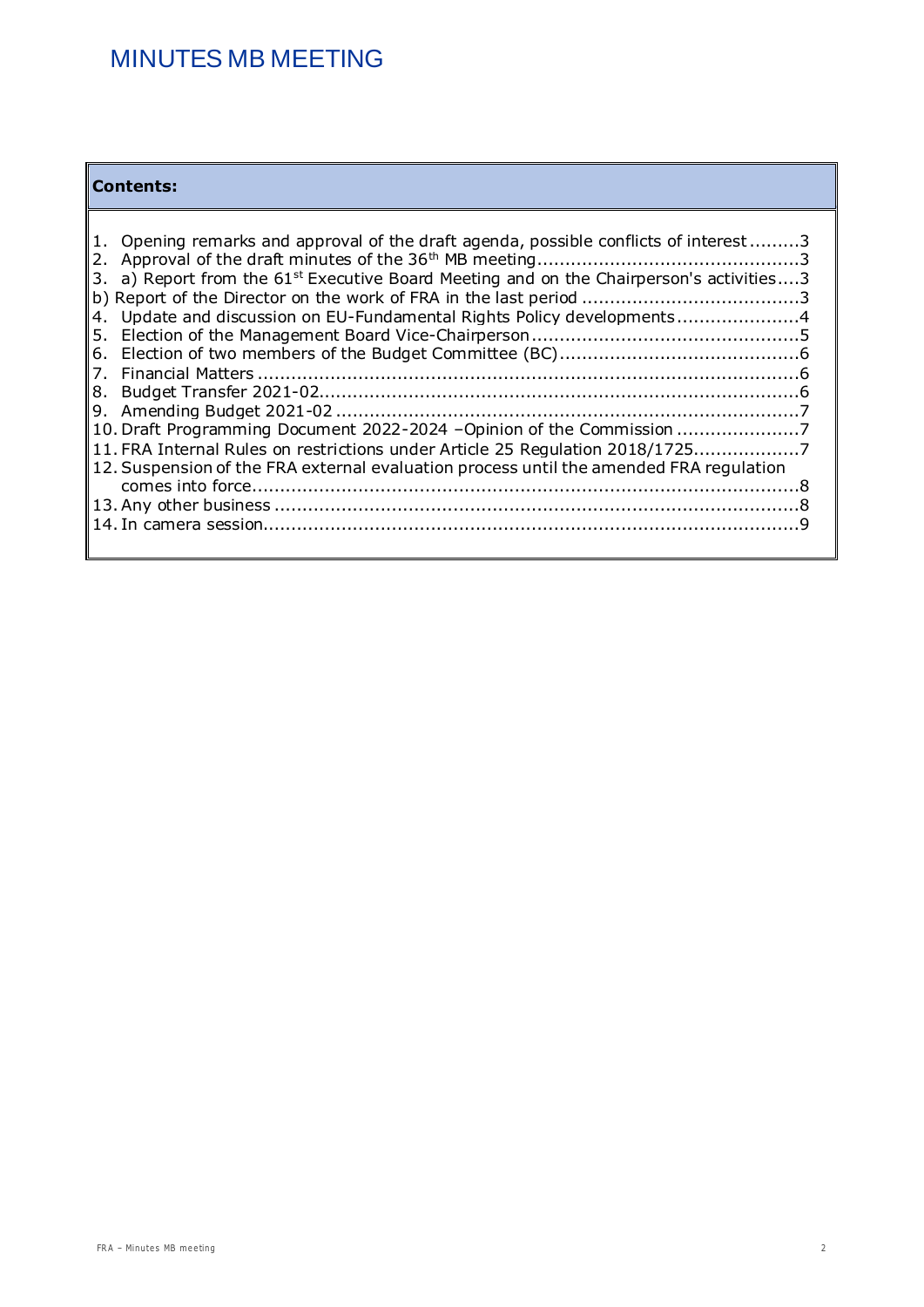# MINUTES MB MEETING

**Contents:**

1. Opening remarks and approval of the draft agenda, possible conflicts of interest .........3
2. Approval of the draft minutes of the 36th MB meeting .............................................3
3. a) Report from the 61st Executive Board Meeting and on the Chairperson's activities....3

b) Report of the Director on the work of FRA in the last period ......................................3

4. Update and discussion on EU-Fundamental Rights Policy developments .....................4
5. Election of the Management Board Vice-Chairperson ................................................5
6. Election of two members of the Budget Committee (BC) ...........................................6
7. Financial Matters ................................................................................................6
8. Budget Transfer 2021-02......................................................................................6
9. Amending Budget 2021-02 ...................................................................................7
10. Draft Programming Document 2022-2024 –Opinion of the Commission ......................7
11. FRA Internal Rules on restrictions under Article 25 Regulation 2018/1725...................7
12. Suspension of the FRA external evaluation process until the amended FRA regulation comes into force.................................................................................................8
13. Any other business .............................................................................................8
14. In camera session................................................................................................9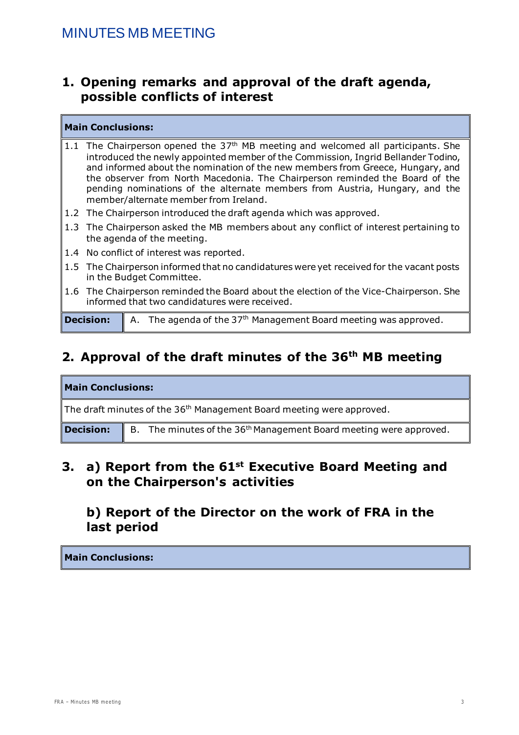# MINUTES MB MEETING

## 1. Opening remarks and approval of the draft agenda, possible conflicts of interest

| **Main Conclusions:** | |
|---|---|
| 1.1 The Chairperson opened the 37th MB meeting and welcomed all participants. She introduced the newly appointed member of the Commission, Ingrid Bellander Todino, and informed about the nomination of the new members from Greece, Hungary, and the observer from North Macedonia. The Chairperson reminded the Board of the pending nominations of the alternate members from Austria, Hungary, and the member/alternate member from Ireland. | |
| 1.2 The Chairperson introduced the draft agenda which was approved. | |
| 1.3 The Chairperson asked the MB members about any conflict of interest pertaining to the agenda of the meeting. | |
| 1.4 No conflict of interest was reported. | |
| 1.5 The Chairperson informed that no candidatures were yet received for the vacant posts in the Budget Committee. | |
| 1.6 The Chairperson reminded the Board about the election of the Vice-Chairperson. She informed that two candidatures were received. | |
| **Decision:** | A. The agenda of the 37th Management Board meeting was approved. |

## 2. Approval of the draft minutes of the 36th MB meeting

| **Main Conclusions:** | |
|---|---|
| The draft minutes of the 36th Management Board meeting were approved. | |
| **Decision:** | B. The minutes of the 36th Management Board meeting were approved. |

## 3. a) Report from the 61st Executive Board Meeting and on the Chairperson's activities

### b) Report of the Director on the work of FRA in the last period

| **Main Conclusions:** |
|---|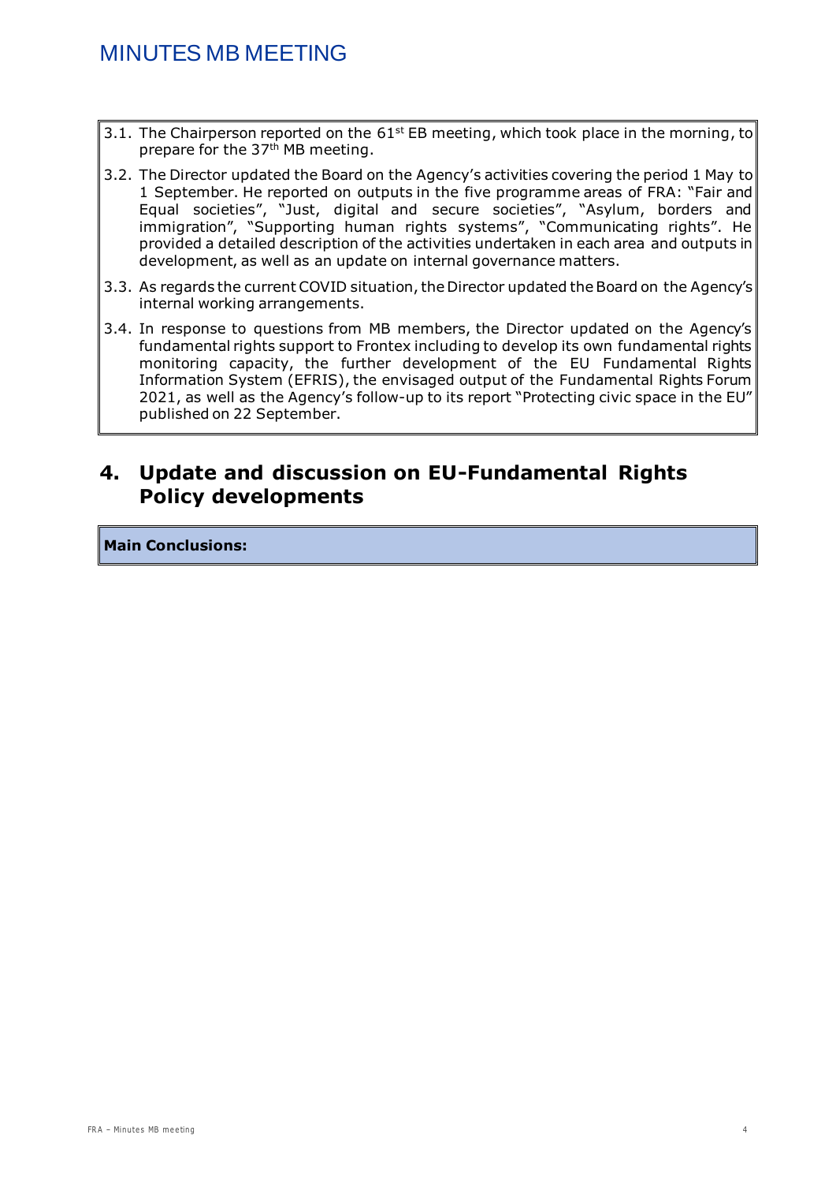3.1. The Chairperson reported on the 61st EB meeting, which took place in the morning, to prepare for the 37th MB meeting.

3.2. The Director updated the Board on the Agency's activities covering the period 1 May to 1 September. He reported on outputs in the five programme areas of FRA: "Fair and Equal societies", "Just, digital and secure societies", "Asylum, borders and immigration", "Supporting human rights systems", "Communicating rights". He provided a detailed description of the activities undertaken in each area and outputs in development, as well as an update on internal governance matters.

3.3. As regards the current COVID situation, the Director updated the Board on the Agency's internal working arrangements.

3.4. In response to questions from MB members, the Director updated on the Agency's fundamental rights support to Frontex including to develop its own fundamental rights monitoring capacity, the further development of the EU Fundamental Rights Information System (EFRIS), the envisaged output of the Fundamental Rights Forum 2021, as well as the Agency's follow-up to its report "Protecting civic space in the EU" published on 22 September.

## 4. Update and discussion on EU-Fundamental Rights Policy developments

**Main Conclusions:**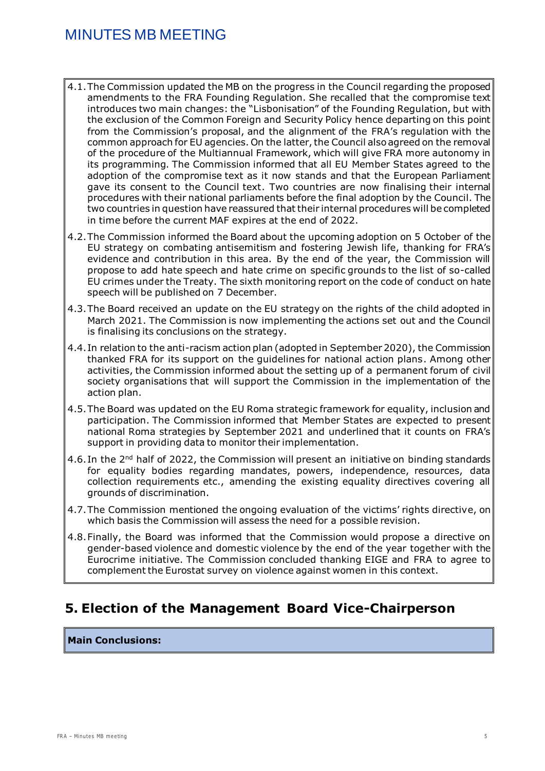4.1. The Commission updated the MB on the progress in the Council regarding the proposed amendments to the FRA Founding Regulation. She recalled that the compromise text introduces two main changes: the "Lisbonisation" of the Founding Regulation, but with the exclusion of the Common Foreign and Security Policy hence departing on this point from the Commission's proposal, and the alignment of the FRA's regulation with the common approach for EU agencies. On the latter, the Council also agreed on the removal of the procedure of the Multiannual Framework, which will give FRA more autonomy in its programming. The Commission informed that all EU Member States agreed to the adoption of the compromise text as it now stands and that the European Parliament gave its consent to the Council text. Two countries are now finalising their internal procedures with their national parliaments before the final adoption by the Council. The two countries in question have reassured that their internal procedures will be completed in time before the current MAF expires at the end of 2022.

4.2. The Commission informed the Board about the upcoming adoption on 5 October of the EU strategy on combating antisemitism and fostering Jewish life, thanking for FRA's evidence and contribution in this area. By the end of the year, the Commission will propose to add hate speech and hate crime on specific grounds to the list of so-called EU crimes under the Treaty. The sixth monitoring report on the code of conduct on hate speech will be published on 7 December.

4.3. The Board received an update on the EU strategy on the rights of the child adopted in March 2021. The Commission is now implementing the actions set out and the Council is finalising its conclusions on the strategy.

4.4. In relation to the anti-racism action plan (adopted in September 2020), the Commission thanked FRA for its support on the guidelines for national action plans. Among other activities, the Commission informed about the setting up of a permanent forum of civil society organisations that will support the Commission in the implementation of the action plan.

4.5. The Board was updated on the EU Roma strategic framework for equality, inclusion and participation. The Commission informed that Member States are expected to present national Roma strategies by September 2021 and underlined that it counts on FRA's support in providing data to monitor their implementation.

4.6. In the 2nd half of 2022, the Commission will present an initiative on binding standards for equality bodies regarding mandates, powers, independence, resources, data collection requirements etc., amending the existing equality directives covering all grounds of discrimination.

4.7. The Commission mentioned the ongoing evaluation of the victims' rights directive, on which basis the Commission will assess the need for a possible revision.

4.8. Finally, the Board was informed that the Commission would propose a directive on gender-based violence and domestic violence by the end of the year together with the Eurocrime initiative. The Commission concluded thanking EIGE and FRA to agree to complement the Eurostat survey on violence against women in this context.

## 5. Election of the Management Board Vice-Chairperson

**Main Conclusions:**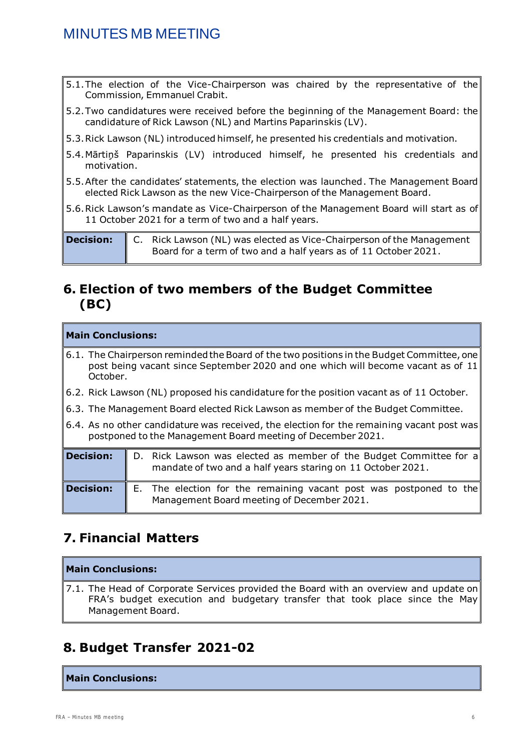| | |
|---|---|
| 5.1. The election of the Vice-Chairperson was chaired by the representative of the Commission, Emmanuel Crabit. | |
| 5.2. Two candidatures were received before the beginning of the Management Board: the candidature of Rick Lawson (NL) and Martins Paparinskis (LV). | |
| 5.3. Rick Lawson (NL) introduced himself, he presented his credentials and motivation. | |
| 5.4. Mārtiŋš Paparinskis (LV) introduced himself, he presented his credentials and motivation. | |
| 5.5. After the candidates' statements, the election was launched. The Management Board elected Rick Lawson as the new Vice-Chairperson of the Management Board. | |
| 5.6. Rick Lawson's mandate as Vice-Chairperson of the Management Board will start as of 11 October 2021 for a term of two and a half years. | |
| **Decision:** | C. Rick Lawson (NL) was elected as Vice-Chairperson of the Management Board for a term of two and a half years as of 11 October 2021. |

## 6. Election of two members of the Budget Committee (BC)

| **Main Conclusions:** | |
|---|---|
| 6.1. The Chairperson reminded the Board of the two positions in the Budget Committee, one post being vacant since September 2020 and one which will become vacant as of 11 October. | |
| 6.2. Rick Lawson (NL) proposed his candidature for the position vacant as of 11 October. | |
| 6.3. The Management Board elected Rick Lawson as member of the Budget Committee. | |
| 6.4. As no other candidature was received, the election for the remaining vacant post was postponed to the Management Board meeting of December 2021. | |
| **Decision:** | D. Rick Lawson was elected as member of the Budget Committee for a mandate of two and a half years staring on 11 October 2021. |
| **Decision:** | E. The election for the remaining vacant post was postponed to the Management Board meeting of December 2021. |

## 7. Financial Matters

| **Main Conclusions:** |
|---|
| 7.1. The Head of Corporate Services provided the Board with an overview and update on FRA's budget execution and budgetary transfer that took place since the May Management Board. |

## 8. Budget Transfer 2021-02

| **Main Conclusions:** |
|---|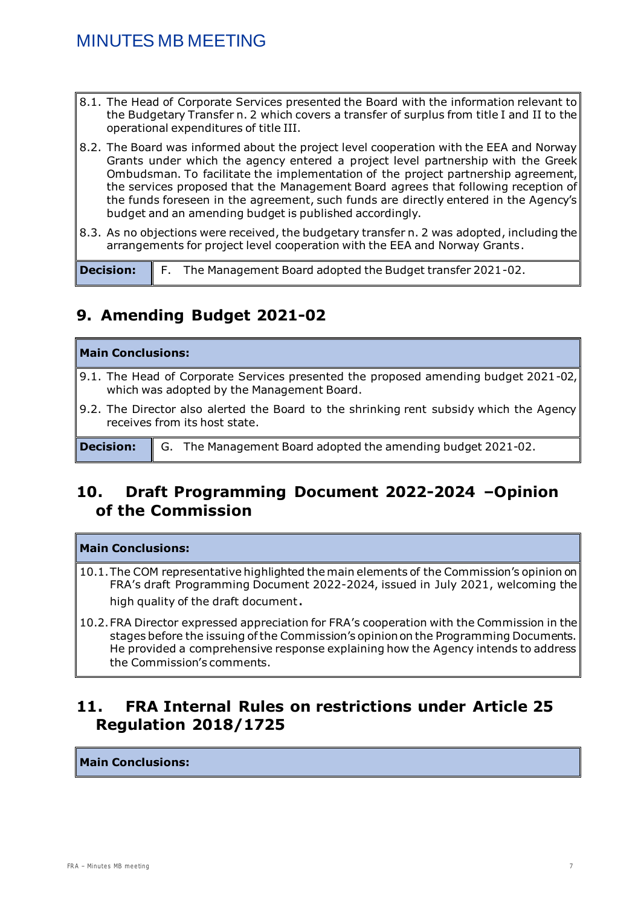| |
|---|
| 8.1. The Head of Corporate Services presented the Board with the information relevant to the Budgetary Transfer n. 2 which covers a transfer of surplus from title I and II to the operational expenditures of title III. |
| 8.2. The Board was informed about the project level cooperation with the EEA and Norway Grants under which the agency entered a project level partnership with the Greek Ombudsman. To facilitate the implementation of the project partnership agreement, the services proposed that the Management Board agrees that following reception of the funds foreseen in the agreement, such funds are directly entered in the Agency's budget and an amending budget is published accordingly. |
| 8.3. As no objections were received, the budgetary transfer n. 2 was adopted, including the arrangements for project level cooperation with the EEA and Norway Grants. |

| **Decision:** | F. The Management Board adopted the Budget transfer 2021-02. |
|---|---|

## 9. Amending Budget 2021-02

| **Main Conclusions:** |
|---|
| 9.1. The Head of Corporate Services presented the proposed amending budget 2021-02, which was adopted by the Management Board. |
| 9.2. The Director also alerted the Board to the shrinking rent subsidy which the Agency receives from its host state. |

| **Decision:** | G. The Management Board adopted the amending budget 2021-02. |
|---|---|

## 10. Draft Programming Document 2022-2024 –Opinion of the Commission

| **Main Conclusions:** |
|---|
| 10.1. The COM representative highlighted the main elements of the Commission's opinion on FRA's draft Programming Document 2022-2024, issued in July 2021, welcoming the high quality of the draft document. |
| 10.2. FRA Director expressed appreciation for FRA's cooperation with the Commission in the stages before the issuing of the Commission's opinion on the Programming Documents. He provided a comprehensive response explaining how the Agency intends to address the Commission's comments. |

## 11. FRA Internal Rules on restrictions under Article 25 Regulation 2018/1725

| **Main Conclusions:** |
|---|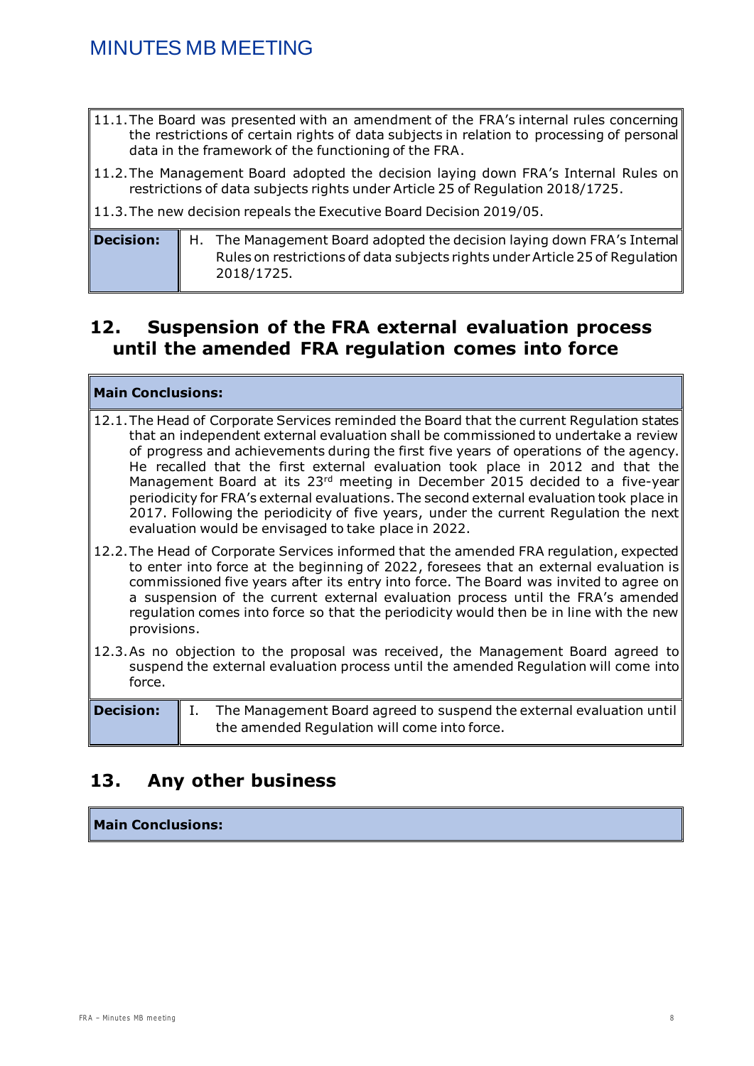| |
|---|
| 11.1. The Board was presented with an amendment of the FRA's internal rules concerning the restrictions of certain rights of data subjects in relation to processing of personal data in the framework of the functioning of the FRA. |
| 11.2. The Management Board adopted the decision laying down FRA's Internal Rules on restrictions of data subjects rights under Article 25 of Regulation 2018/1725. |
| 11.3. The new decision repeals the Executive Board Decision 2019/05. |

| **Decision:** | H. The Management Board adopted the decision laying down FRA's Internal Rules on restrictions of data subjects rights under Article 25 of Regulation 2018/1725. |
|---|---|

## 12. Suspension of the FRA external evaluation process until the amended FRA regulation comes into force

| **Main Conclusions:** |
|---|
| 12.1. The Head of Corporate Services reminded the Board that the current Regulation states that an independent external evaluation shall be commissioned to undertake a review of progress and achievements during the first five years of operations of the agency. He recalled that the first external evaluation took place in 2012 and that the Management Board at its 23rd meeting in December 2015 decided to a five-year periodicity for FRA's external evaluations. The second external evaluation took place in 2017. Following the periodicity of five years, under the current Regulation the next evaluation would be envisaged to take place in 2022. |
| 12.2. The Head of Corporate Services informed that the amended FRA regulation, expected to enter into force at the beginning of 2022, foresees that an external evaluation is commissioned five years after its entry into force. The Board was invited to agree on a suspension of the current external evaluation process until the FRA's amended regulation comes into force so that the periodicity would then be in line with the new provisions. |
| 12.3. As no objection to the proposal was received, the Management Board agreed to suspend the external evaluation process until the amended Regulation will come into force. |

| **Decision:** | I. The Management Board agreed to suspend the external evaluation until the amended Regulation will come into force. |
|---|---|

## 13. Any other business

| **Main Conclusions:** |
|---|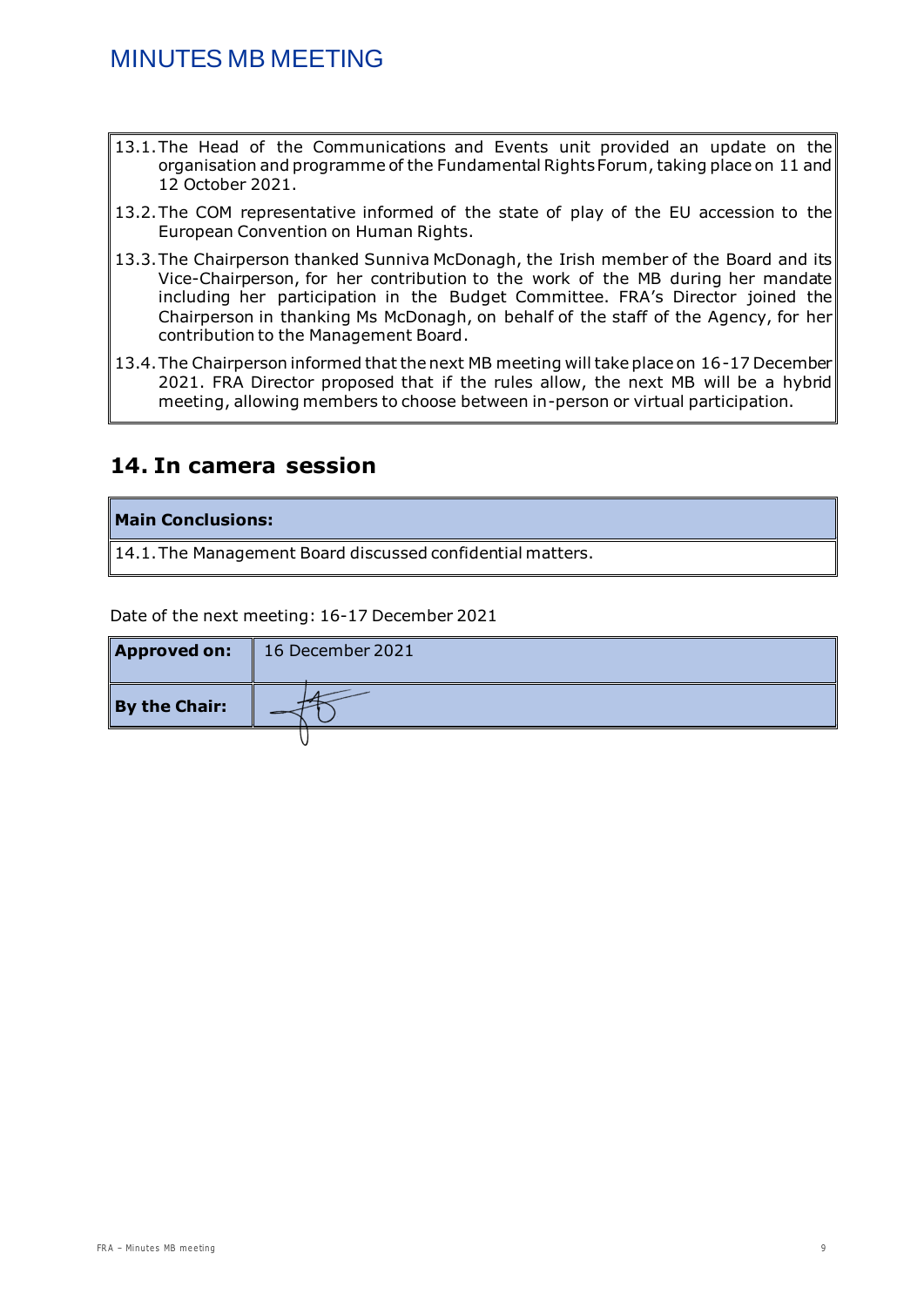13.1. The Head of the Communications and Events unit provided an update on the organisation and programme of the Fundamental Rights Forum, taking place on 11 and 12 October 2021.

13.2. The COM representative informed of the state of play of the EU accession to the European Convention on Human Rights.

13.3. The Chairperson thanked Sunniva McDonagh, the Irish member of the Board and its Vice-Chairperson, for her contribution to the work of the MB during her mandate including her participation in the Budget Committee. FRA's Director joined the Chairperson in thanking Ms McDonagh, on behalf of the staff of the Agency, for her contribution to the Management Board.

13.4. The Chairperson informed that the next MB meeting will take place on 16-17 December 2021. FRA Director proposed that if the rules allow, the next MB will be a hybrid meeting, allowing members to choose between in-person or virtual participation.

## 14. In camera session

| Main Conclusions: |
| --- |
| 14.1. The Management Board discussed confidential matters. |

Date of the next meeting: 16-17 December 2021

| | |
| --- | --- |
| **Approved on:** | 16 December 2021 |
| **By the Chair:** | |